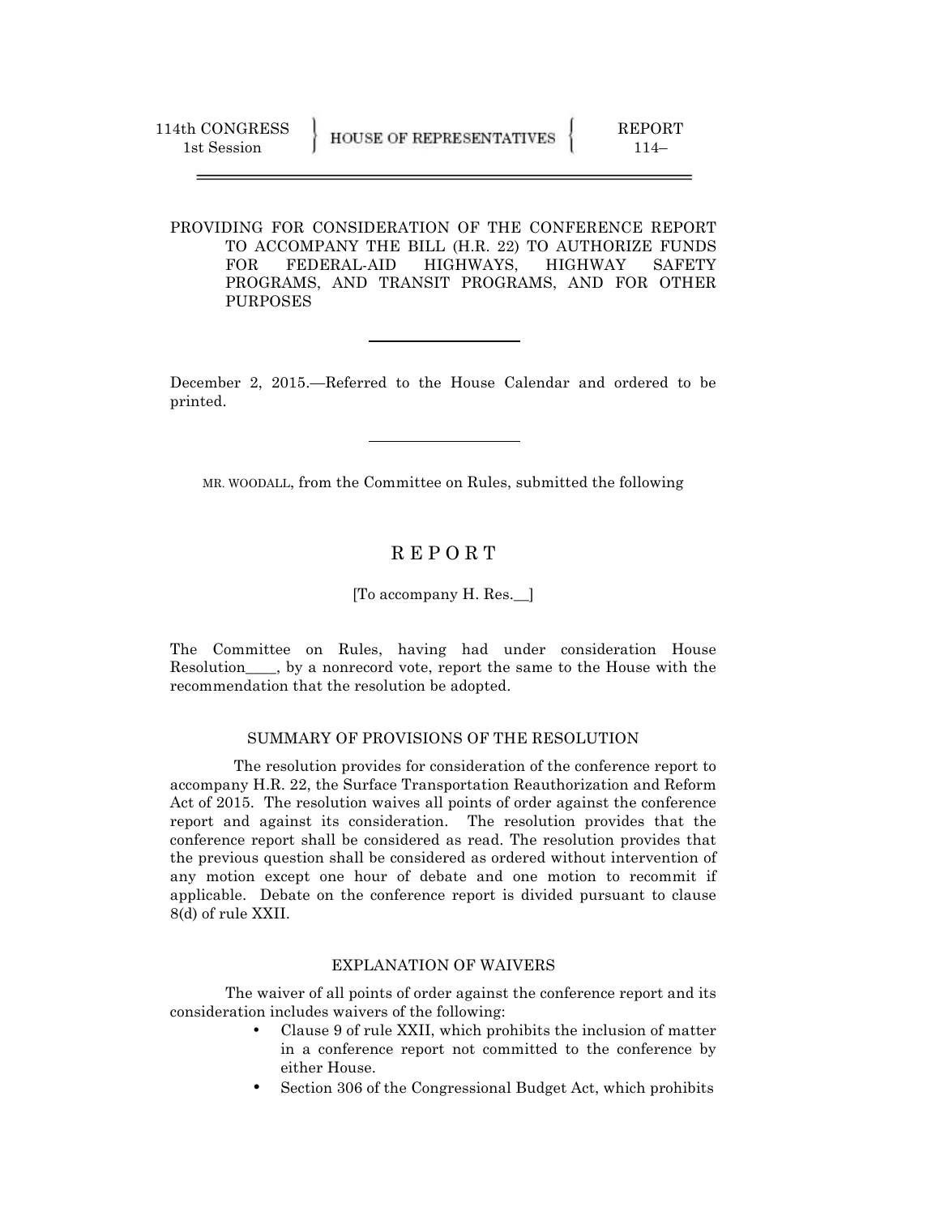114th CONGRESS
1st Session

HOUSE OF REPRESENTATIVES

REPORT
114–

---

PROVIDING FOR CONSIDERATION OF THE CONFERENCE REPORT TO ACCOMPANY THE BILL (H.R. 22) TO AUTHORIZE FUNDS FOR FEDERAL-AID HIGHWAYS, HIGHWAY SAFETY PROGRAMS, AND TRANSIT PROGRAMS, AND FOR OTHER PURPOSES

---

December 2, 2015.—Referred to the House Calendar and ordered to be printed.

---

MR. WOODALL, from the Committee on Rules, submitted the following

# R E P O R T

[To accompany H. Res.__]

The Committee on Rules, having had under consideration House Resolution____, by a nonrecord vote, report the same to the House with the recommendation that the resolution be adopted.

## SUMMARY OF PROVISIONS OF THE RESOLUTION

The resolution provides for consideration of the conference report to accompany H.R. 22, the Surface Transportation Reauthorization and Reform Act of 2015. The resolution waives all points of order against the conference report and against its consideration. The resolution provides that the conference report shall be considered as read. The resolution provides that the previous question shall be considered as ordered without intervention of any motion except one hour of debate and one motion to recommit if applicable. Debate on the conference report is divided pursuant to clause 8(d) of rule XXII.

## EXPLANATION OF WAIVERS

The waiver of all points of order against the conference report and its consideration includes waivers of the following:

- Clause 9 of rule XXII, which prohibits the inclusion of matter in a conference report not committed to the conference by either House.
- Section 306 of the Congressional Budget Act, which prohibits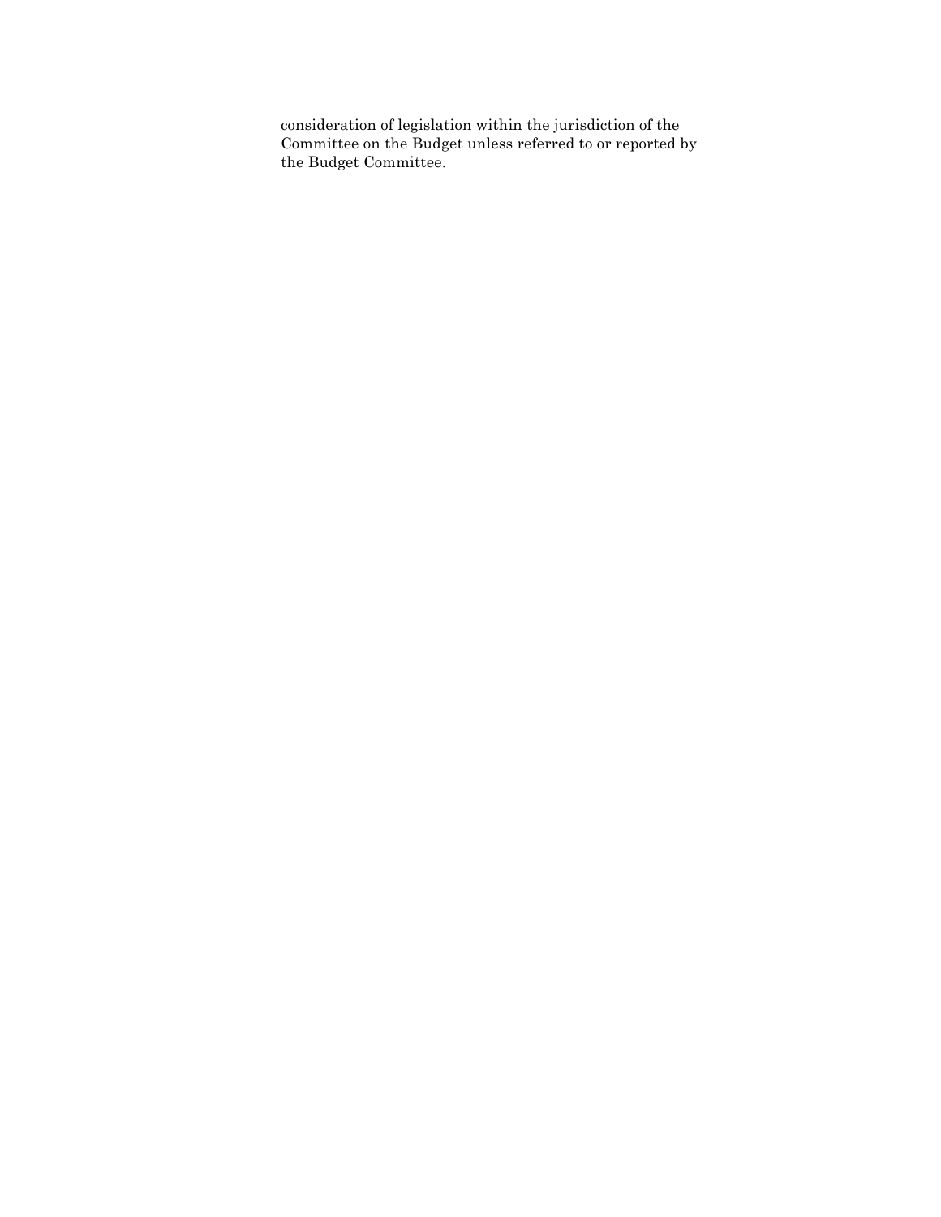consideration of legislation within the jurisdiction of the Committee on the Budget unless referred to or reported by the Budget Committee.